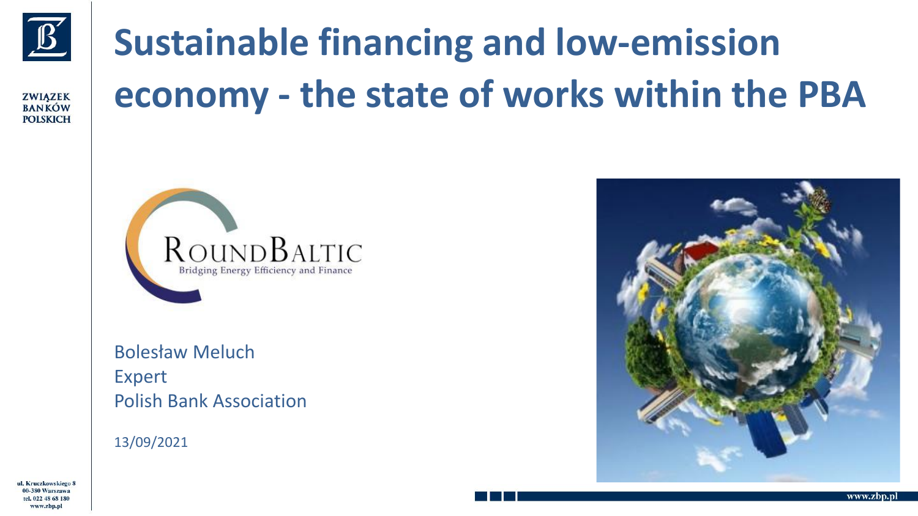# Sustainable financing and low-emission economy - the state of works within the PBA

ZWIĄZEK BANKÓW POLSKICH

ROUNDBALTIC
Bridging Energy Efficiency and Finance

Bolesław Meluch
Expert
Polish Bank Association

13/09/2021

ul. Kruczkowskiego 8
00-380 Warszawa
tel. 022 48 68 180
www.zbp.pl

www.zbp.pl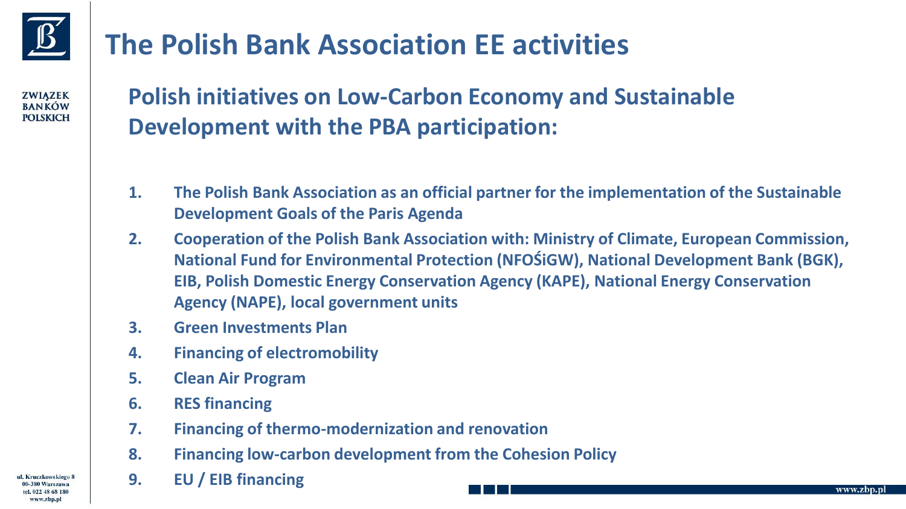# The Polish Bank Association EE activities

## Polish initiatives on Low-Carbon Economy and Sustainable Development with the PBA participation:

1. **The Polish Bank Association as an official partner for the implementation of the Sustainable Development Goals of the Paris Agenda**
2. **Cooperation of the Polish Bank Association with: Ministry of Climate, European Commission, National Fund for Environmental Protection (NFOŚiGW), National Development Bank (BGK), EIB, Polish Domestic Energy Conservation Agency (KAPE), National Energy Conservation Agency (NAPE), local government units**
3. **Green Investments Plan**
4. **Financing of electromobility**
5. **Clean Air Program**
6. **RES financing**
7. **Financing of thermo-modernization and renovation**
8. **Financing low-carbon development from the Cohesion Policy**
9. **EU / EIB financing**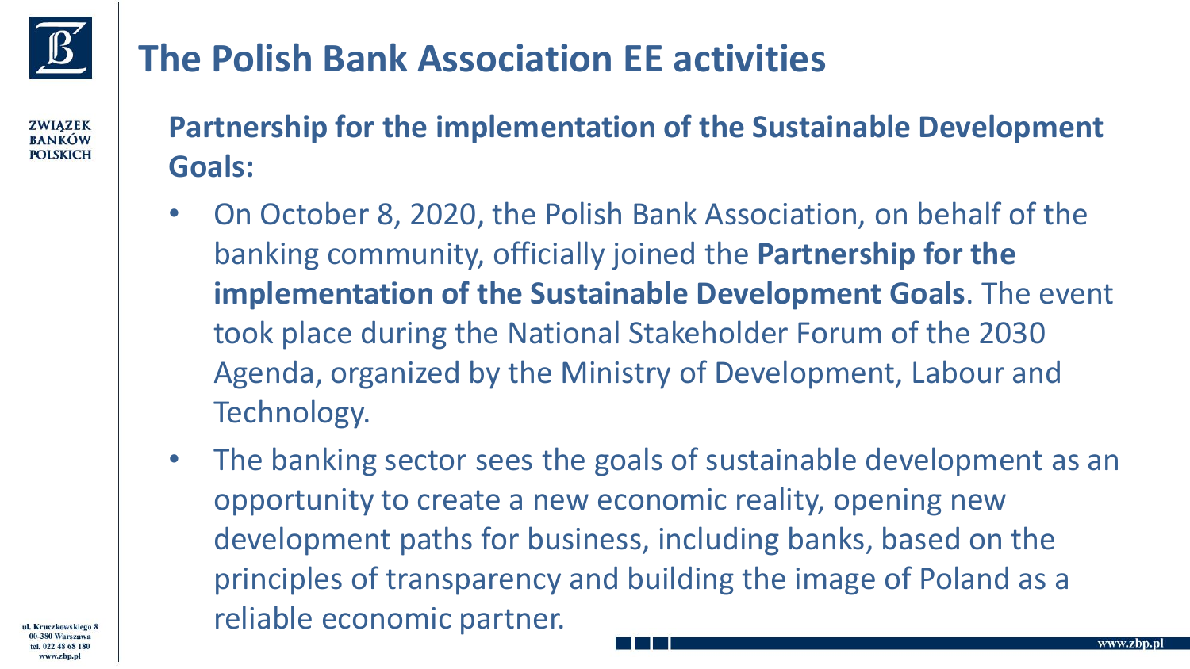# The Polish Bank Association EE activities

**Partnership for the implementation of the Sustainable Development Goals:**

- On October 8, 2020, the Polish Bank Association, on behalf of the banking community, officially joined the **Partnership for the implementation of the Sustainable Development Goals**. The event took place during the National Stakeholder Forum of the 2030 Agenda, organized by the Ministry of Development, Labour and Technology.
- The banking sector sees the goals of sustainable development as an opportunity to create a new economic reality, opening new development paths for business, including banks, based on the principles of transparency and building the image of Poland as a reliable economic partner.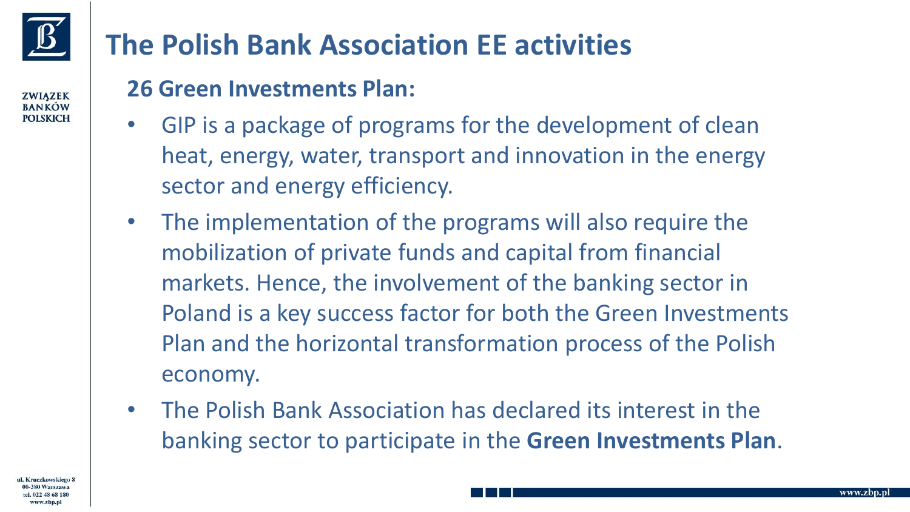# The Polish Bank Association EE activities

## 26 Green Investments Plan:

- GIP is a package of programs for the development of clean heat, energy, water, transport and innovation in the energy sector and energy efficiency.
- The implementation of the programs will also require the mobilization of private funds and capital from financial markets. Hence, the involvement of the banking sector in Poland is a key success factor for both the Green Investments Plan and the horizontal transformation process of the Polish economy.
- The Polish Bank Association has declared its interest in the banking sector to participate in the **Green Investments Plan**.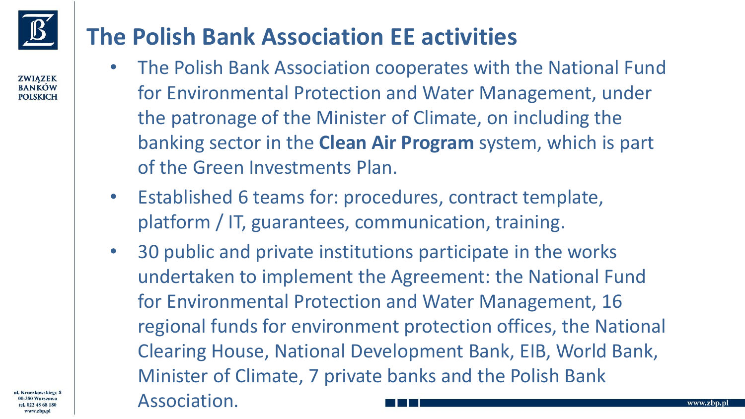# The Polish Bank Association EE activities

- The Polish Bank Association cooperates with the National Fund for Environmental Protection and Water Management, under the patronage of the Minister of Climate, on including the banking sector in the **Clean Air Program** system, which is part of the Green Investments Plan.
- Established 6 teams for: procedures, contract template, platform / IT, guarantees, communication, training.
- 30 public and private institutions participate in the works undertaken to implement the Agreement: the National Fund for Environmental Protection and Water Management, 16 regional funds for environment protection offices, the National Clearing House, National Development Bank, EIB, World Bank, Minister of Climate, 7 private banks and the Polish Bank Association.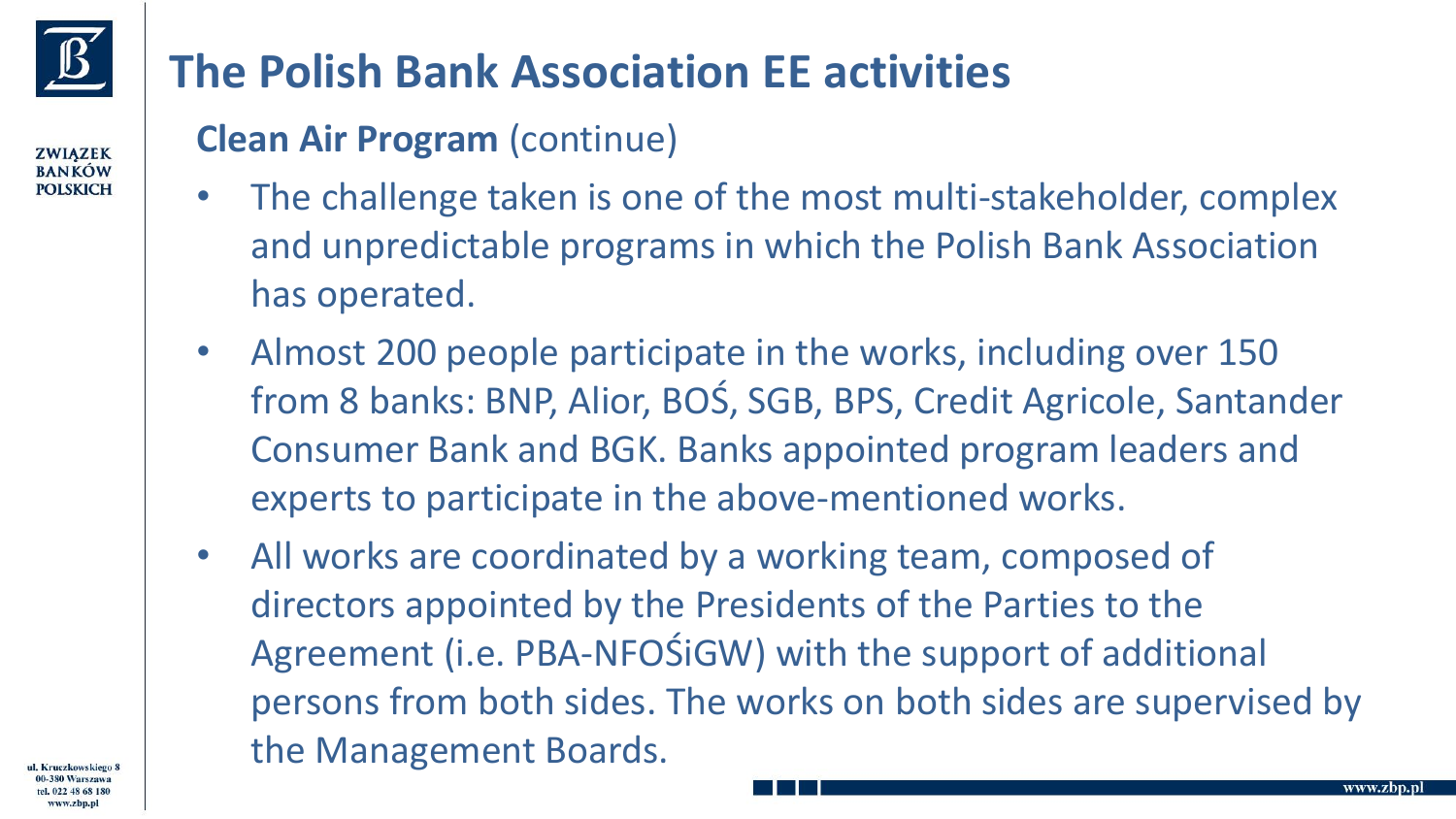# The Polish Bank Association EE activities

**Clean Air Program** (continue)

- The challenge taken is one of the most multi-stakeholder, complex and unpredictable programs in which the Polish Bank Association has operated.
- Almost 200 people participate in the works, including over 150 from 8 banks: BNP, Alior, BOŚ, SGB, BPS, Credit Agricole, Santander Consumer Bank and BGK. Banks appointed program leaders and experts to participate in the above-mentioned works.
- All works are coordinated by a working team, composed of directors appointed by the Presidents of the Parties to the Agreement (i.e. PBA-NFOŚiGW) with the support of additional persons from both sides. The works on both sides are supervised by the Management Boards.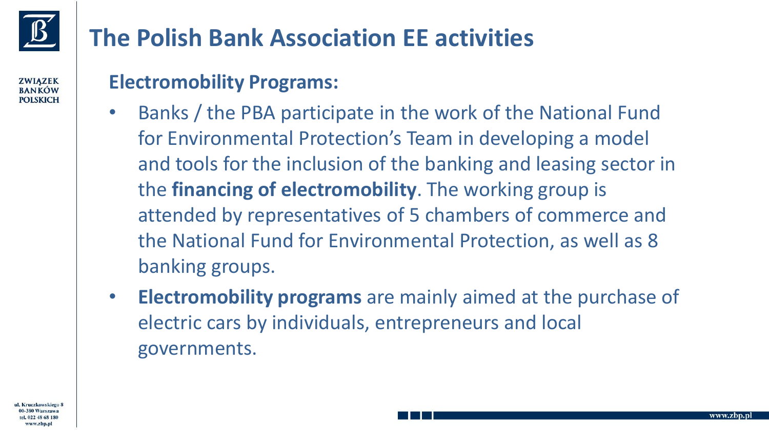# The Polish Bank Association EE activities

## Electromobility Programs:

- Banks / the PBA participate in the work of the National Fund for Environmental Protection's Team in developing a model and tools for the inclusion of the banking and leasing sector in the **financing of electromobility**. The working group is attended by representatives of 5 chambers of commerce and the National Fund for Environmental Protection, as well as 8 banking groups.
- **Electromobility programs** are mainly aimed at the purchase of electric cars by individuals, entrepreneurs and local governments.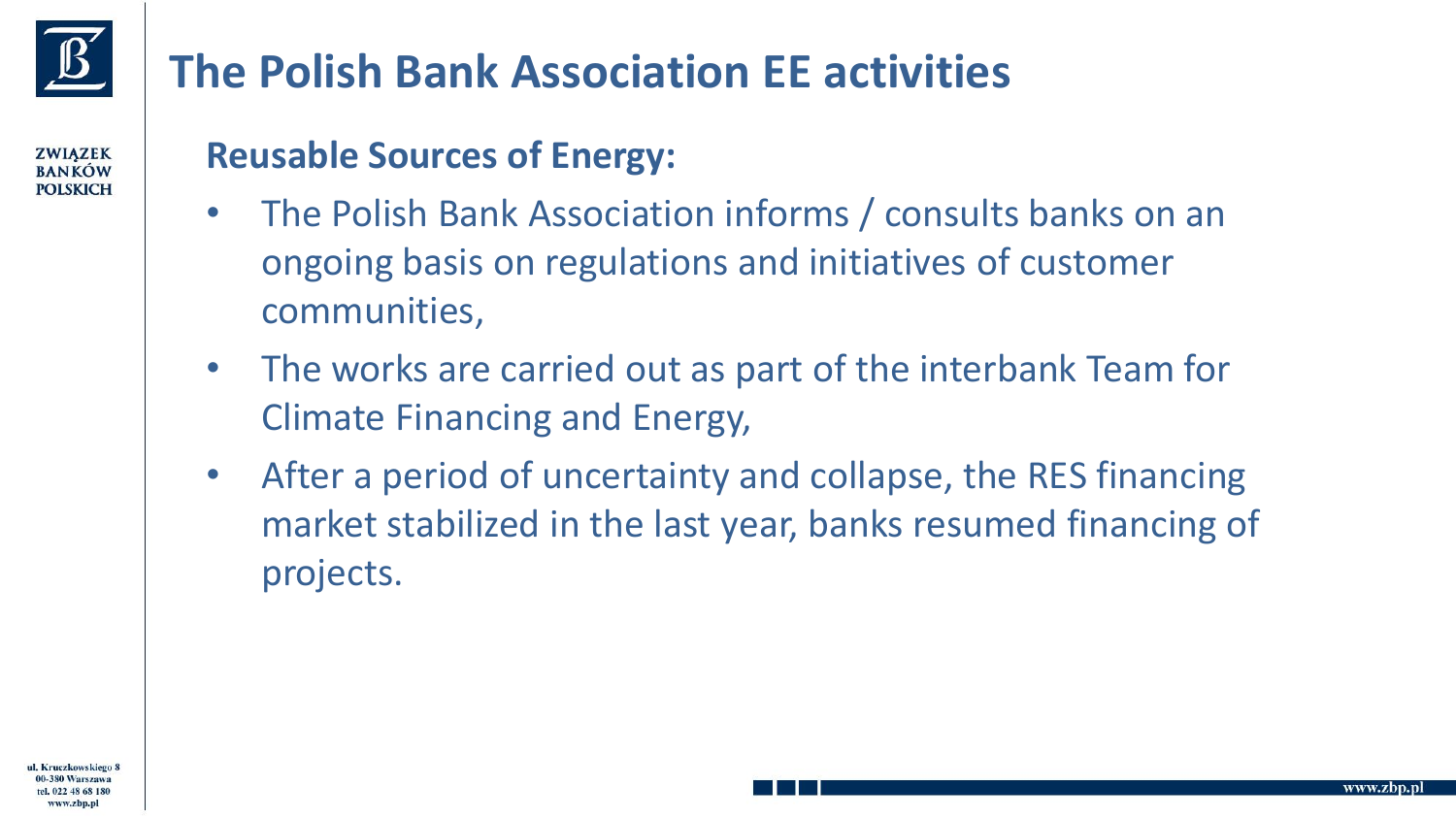# The Polish Bank Association EE activities

## Reusable Sources of Energy:

- The Polish Bank Association informs / consults banks on an ongoing basis on regulations and initiatives of customer communities,
- The works are carried out as part of the interbank Team for Climate Financing and Energy,
- After a period of uncertainty and collapse, the RES financing market stabilized in the last year, banks resumed financing of projects.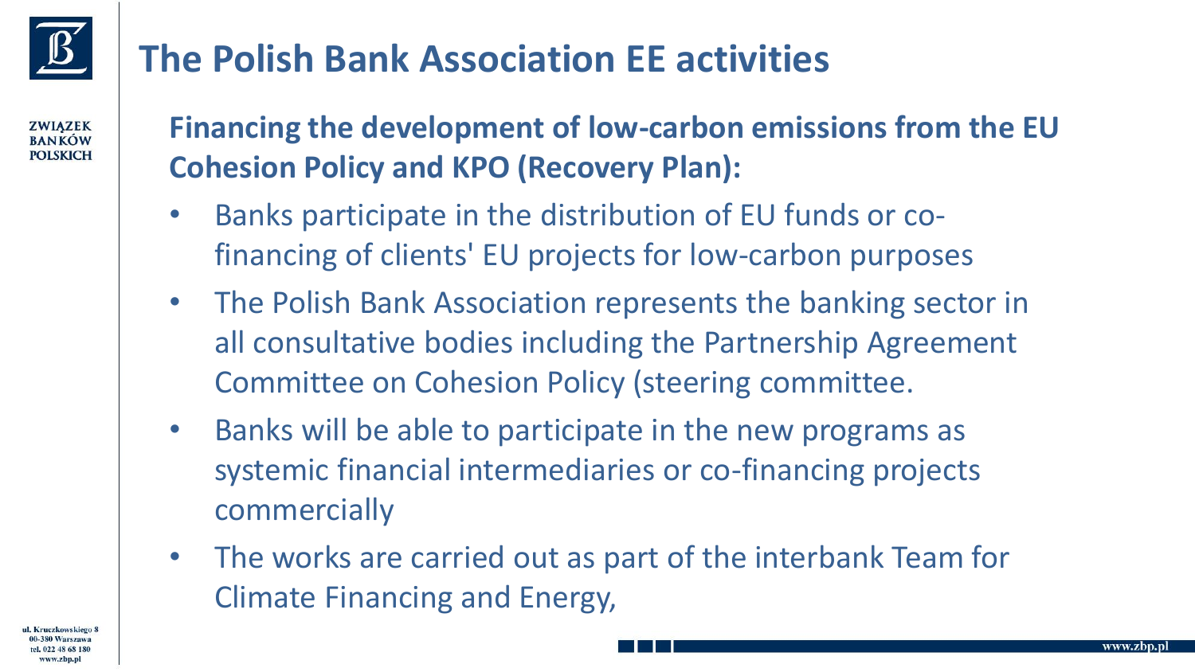# The Polish Bank Association EE activities

**Financing the development of low-carbon emissions from the EU Cohesion Policy and KPO (Recovery Plan):**

- Banks participate in the distribution of EU funds or co-financing of clients' EU projects for low-carbon purposes
- The Polish Bank Association represents the banking sector in all consultative bodies including the Partnership Agreement Committee on Cohesion Policy (steering committee.
- Banks will be able to participate in the new programs as systemic financial intermediaries or co-financing projects commercially
- The works are carried out as part of the interbank Team for Climate Financing and Energy,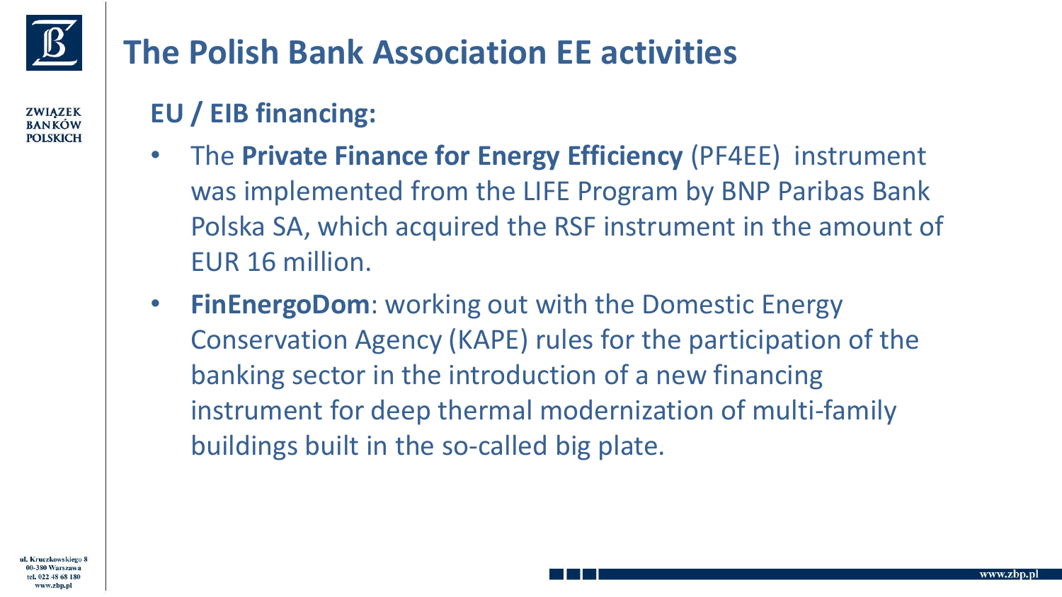# The Polish Bank Association EE activities

## EU / EIB financing:

- The **Private Finance for Energy Efficiency** (PF4EE) instrument was implemented from the LIFE Program by BNP Paribas Bank Polska SA, which acquired the RSF instrument in the amount of EUR 16 million.
- **FinEnergoDom**: working out with the Domestic Energy Conservation Agency (KAPE) rules for the participation of the banking sector in the introduction of a new financing instrument for deep thermal modernization of multi-family buildings built in the so-called big plate.